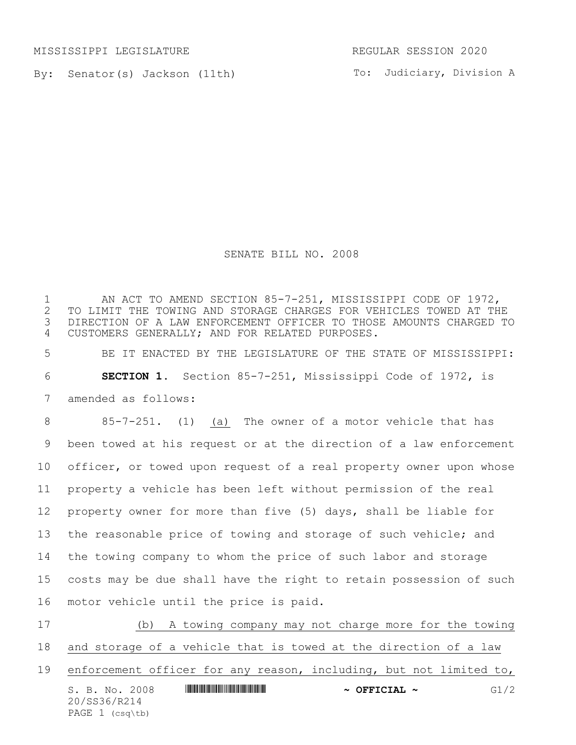MISSISSIPPI LEGISLATURE REGULAR SESSION 2020

By: Senator(s) Jackson (11th)

To: Judiciary, Division A

# SENATE BILL NO. 2008

AN ACT TO AMEND SECTION 85-7-251, MISSISSIPPI CODE OF 1972, TO LIMIT THE TOWING AND STORAGE CHARGES FOR VEHICLES TOWED AT THE DIRECTION OF A LAW ENFORCEMENT OFFICER TO THOSE AMOUNTS CHARGED TO CUSTOMERS GENERALLY; AND FOR RELATED PURPOSES.

BE IT ENACTED BY THE LEGISLATURE OF THE STATE OF MISSISSIPPI:

**SECTION 1.** Section 85-7-251, Mississippi Code of 1972, is amended as follows:

85-7-251. (1) (a) The owner of a motor vehicle that has been towed at his request or at the direction of a law enforcement officer, or towed upon request of a real property owner upon whose property a vehicle has been left without permission of the real property owner for more than five (5) days, shall be liable for the reasonable price of towing and storage of such vehicle; and the towing company to whom the price of such labor and storage costs may be due shall have the right to retain possession of such motor vehicle until the price is paid.

(b) A towing company may not charge more for the towing and storage of a vehicle that is towed at the direction of a law enforcement officer for any reason, including, but not limited to,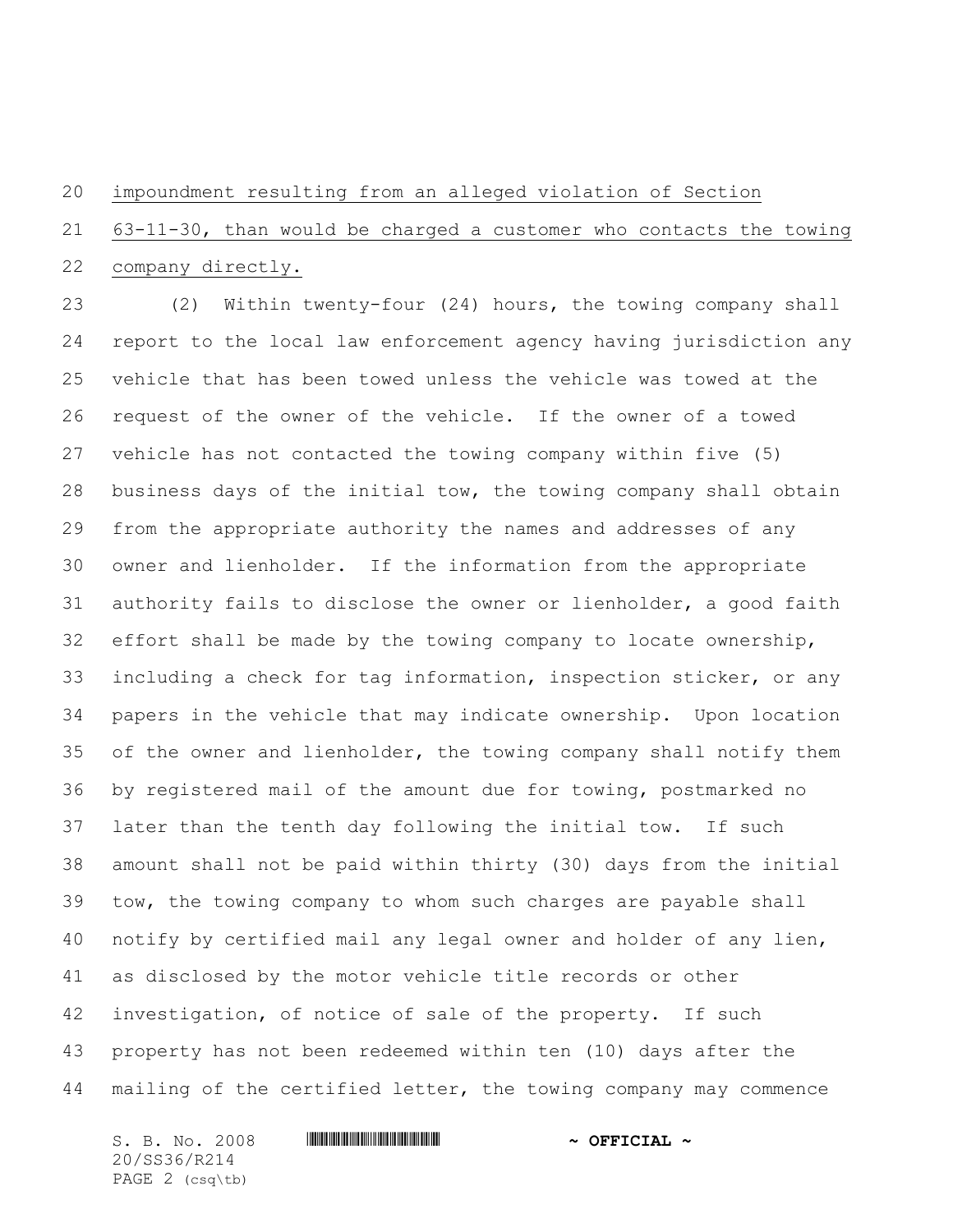impoundment resulting from an alleged violation of Section 63-11-30, than would be charged a customer who contacts the towing company directly.

(2) Within twenty-four (24) hours, the towing company shall report to the local law enforcement agency having jurisdiction any vehicle that has been towed unless the vehicle was towed at the request of the owner of the vehicle. If the owner of a towed vehicle has not contacted the towing company within five (5) business days of the initial tow, the towing company shall obtain from the appropriate authority the names and addresses of any owner and lienholder. If the information from the appropriate authority fails to disclose the owner or lienholder, a good faith effort shall be made by the towing company to locate ownership, including a check for tag information, inspection sticker, or any papers in the vehicle that may indicate ownership. Upon location of the owner and lienholder, the towing company shall notify them by registered mail of the amount due for towing, postmarked no later than the tenth day following the initial tow. If such amount shall not be paid within thirty (30) days from the initial tow, the towing company to whom such charges are payable shall notify by certified mail any legal owner and holder of any lien, as disclosed by the motor vehicle title records or other investigation, of notice of sale of the property. If such property has not been redeemed within ten (10) days after the mailing of the certified letter, the towing company may commence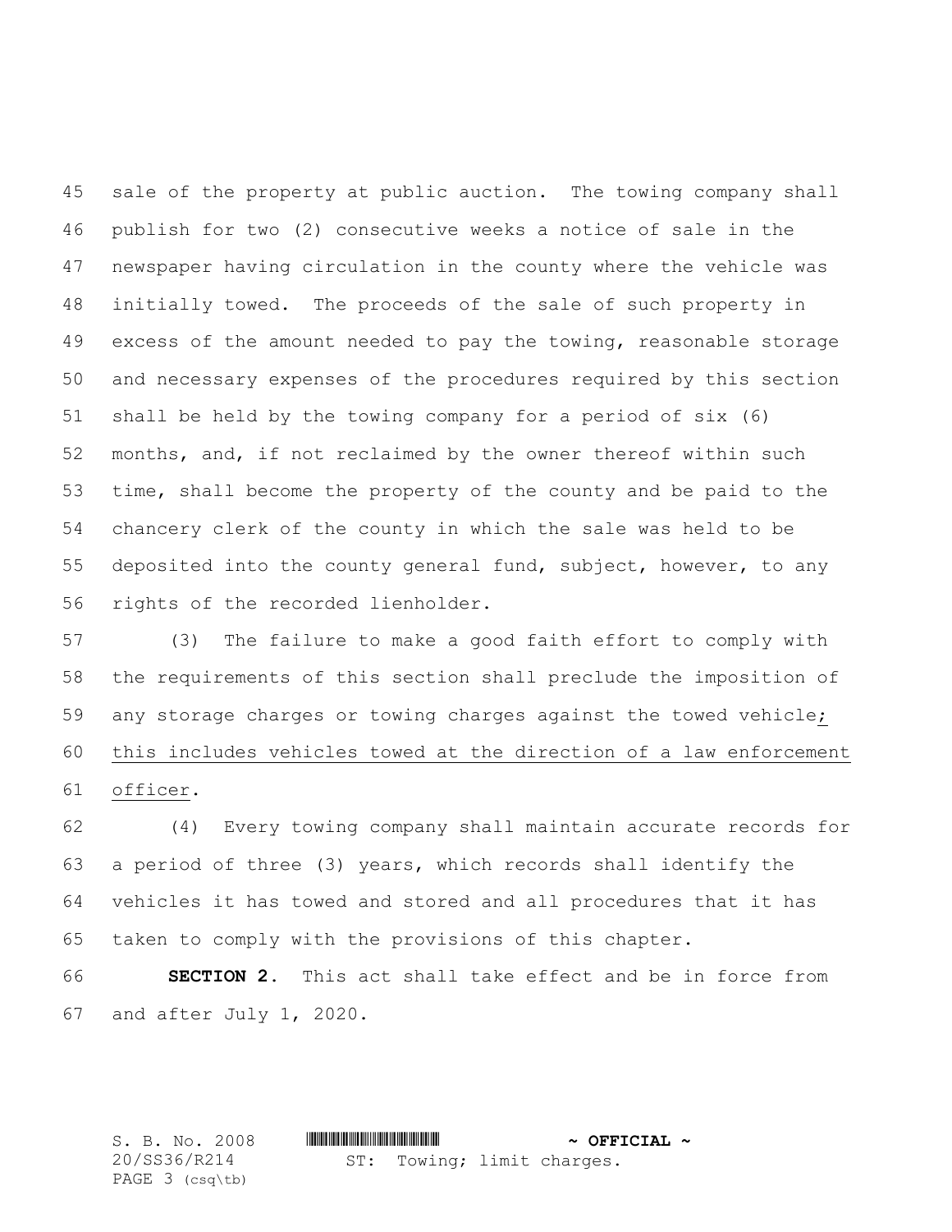sale of the property at public auction. The towing company shall publish for two (2) consecutive weeks a notice of sale in the newspaper having circulation in the county where the vehicle was initially towed. The proceeds of the sale of such property in excess of the amount needed to pay the towing, reasonable storage and necessary expenses of the procedures required by this section shall be held by the towing company for a period of six (6) months, and, if not reclaimed by the owner thereof within such time, shall become the property of the county and be paid to the chancery clerk of the county in which the sale was held to be deposited into the county general fund, subject, however, to any rights of the recorded lienholder.

(3) The failure to make a good faith effort to comply with the requirements of this section shall preclude the imposition of any storage charges or towing charges against the towed vehicle<u>; this includes vehicles towed at the direction of a law enforcement officer</u>.

(4) Every towing company shall maintain accurate records for a period of three (3) years, which records shall identify the vehicles it has towed and stored and all procedures that it has taken to comply with the provisions of this chapter.

**SECTION 2.** This act shall take effect and be in force from and after July 1, 2020.